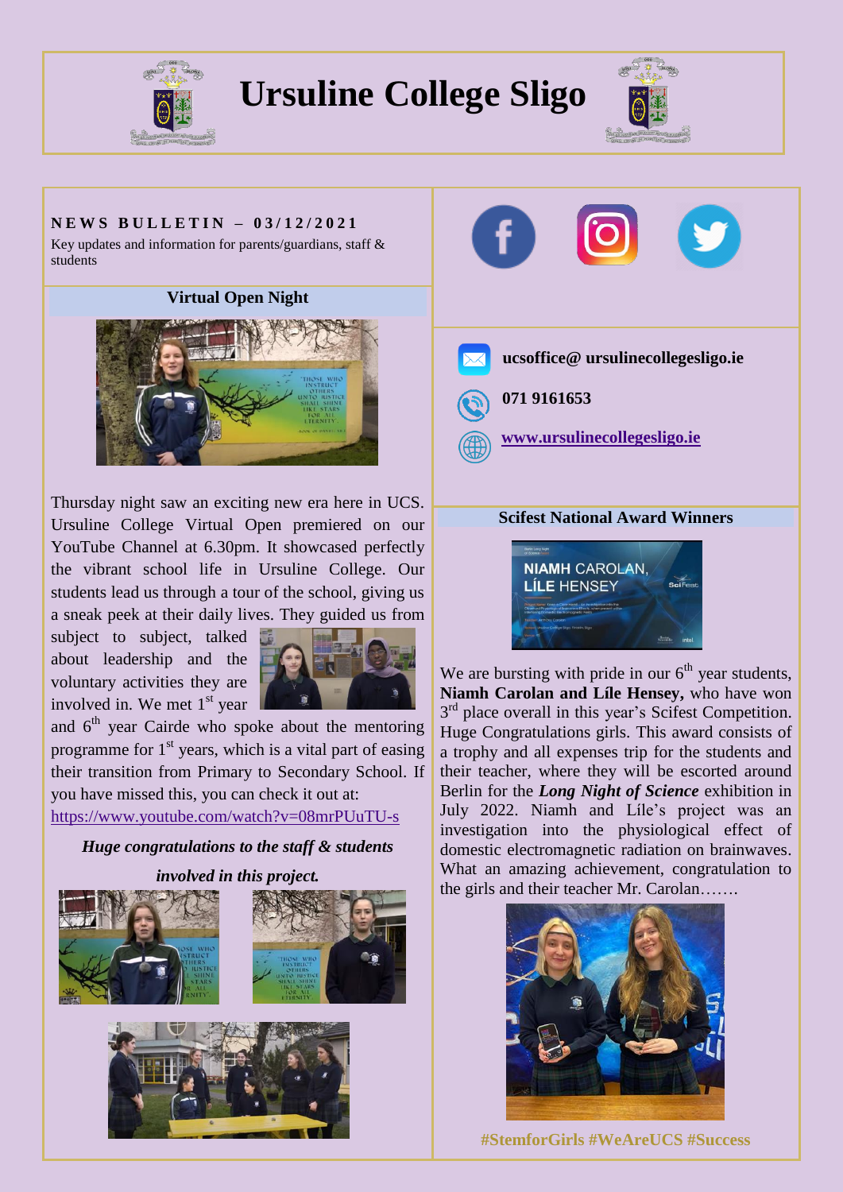# Ursuline College Sligo

**NEWS BULLETIN – 03/12/2021**

Key updates and information for parents/guardians, staff & students

ucsoffice@ ursulinecollegesligo.ie

071 9161653

www.ursulinecollegesligo.ie

## Virtual Open Night

Thursday night saw an exciting new era here in UCS. Ursuline College Virtual Open premiered on our YouTube Channel at 6.30pm. It showcased perfectly the vibrant school life in Ursuline College. Our students lead us through a tour of the school, giving us a sneak peek at their daily lives. They guided us from subject to subject, talked about leadership and the voluntary activities they are involved in. We met 1st year and 6th year Cairde who spoke about the mentoring programme for 1st years, which is a vital part of easing their transition from Primary to Secondary School. If you have missed this, you can check it out at: https://www.youtube.com/watch?v=08mrPUuTU-s

***Huge congratulations to the staff & students involved in this project.***

## Scifest National Award Winners

We are bursting with pride in our 6th year students, **Niamh Carolan and Líle Hensey,** who have won 3rd place overall in this year's Scifest Competition. Huge Congratulations girls. This award consists of a trophy and all expenses trip for the students and their teacher, where they will be escorted around Berlin for the ***Long Night of Science*** exhibition in July 2022. Niamh and Líle's project was an investigation into the physiological effect of domestic electromagnetic radiation on brainwaves. What an amazing achievement, congratulation to the girls and their teacher Mr. Carolan…….

**#StemforGirls #WeAreUCS #Success**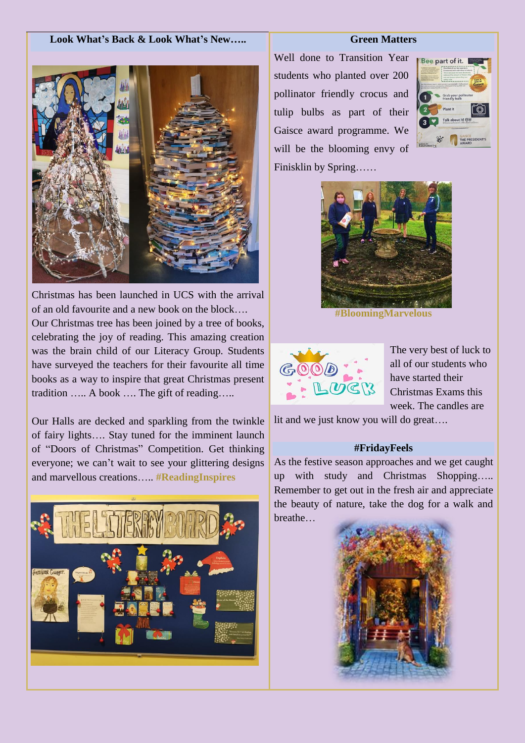## Look What's Back & Look What's New…..

Christmas has been launched in UCS with the arrival of an old favourite and a new book on the block….
Our Christmas tree has been joined by a tree of books, celebrating the joy of reading. This amazing creation was the brain child of our Literacy Group. Students have surveyed the teachers for their favourite all time books as a way to inspire that great Christmas present tradition ….. A book …. The gift of reading…..

Our Halls are decked and sparkling from the twinkle of fairy lights…. Stay tuned for the imminent launch of "Doors of Christmas" Competition. Get thinking everyone; we can't wait to see your glittering designs and marvellous creations….. **#ReadingInspires**

## Green Matters

Well done to Transition Year students who planted over 200 pollinator friendly crocus and tulip bulbs as part of their Gaisce award programme. We will be the blooming envy of Finisklin by Spring……

**#BloomingMarvelous**

The very best of luck to all of our students who have started their Christmas Exams this week. The candles are lit and we just know you will do great….

## #FridayFeels

As the festive season approaches and we get caught up with study and Christmas Shopping….. Remember to get out in the fresh air and appreciate the beauty of nature, take the dog for a walk and breathe…